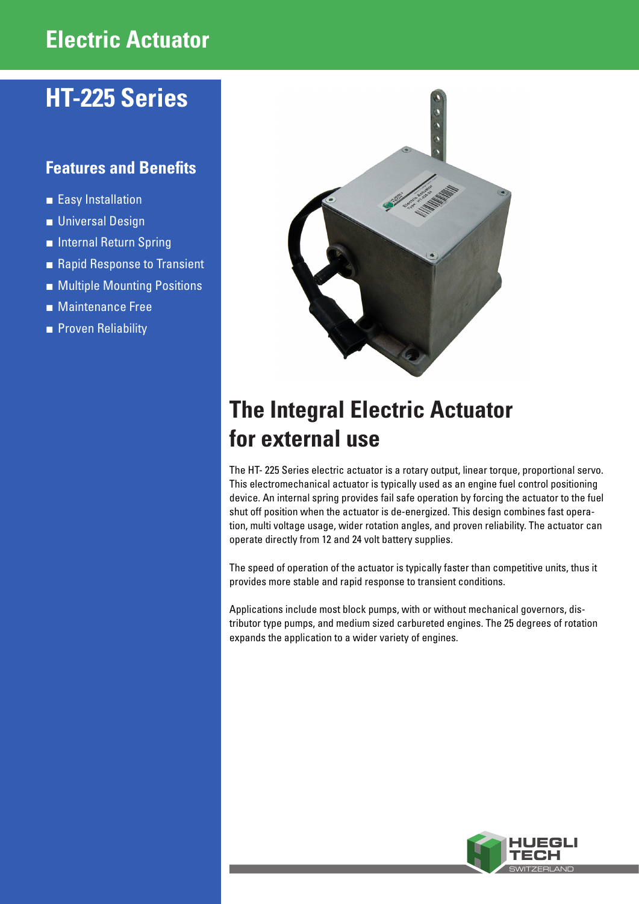# Electric Actuator

## HT-225 Series

### Features and Benefits

- Easy Installation
- Universal Design
- Internal Return Spring
- Rapid Response to Transient
- Multiple Mounting Positions
- Maintenance Free
- Proven Reliability

## The Integral Electric Actuator for external use

The HT- 225 Series electric actuator is a rotary output, linear torque, proportional servo. This electromechanical actuator is typically used as an engine fuel control positioning device. An internal spring provides fail safe operation by forcing the actuator to the fuel shut off position when the actuator is de-energized. This design combines fast operation, multi voltage usage, wider rotation angles, and proven reliability. The actuator can operate directly from 12 and 24 volt battery supplies.

The speed of operation of the actuator is typically faster than competitive units, thus it provides more stable and rapid response to transient conditions.

Applications include most block pumps, with or without mechanical governors, distributor type pumps, and medium sized carbureted engines. The 25 degrees of rotation expands the application to a wider variety of engines.

HUEGLI TECH SWITZERLAND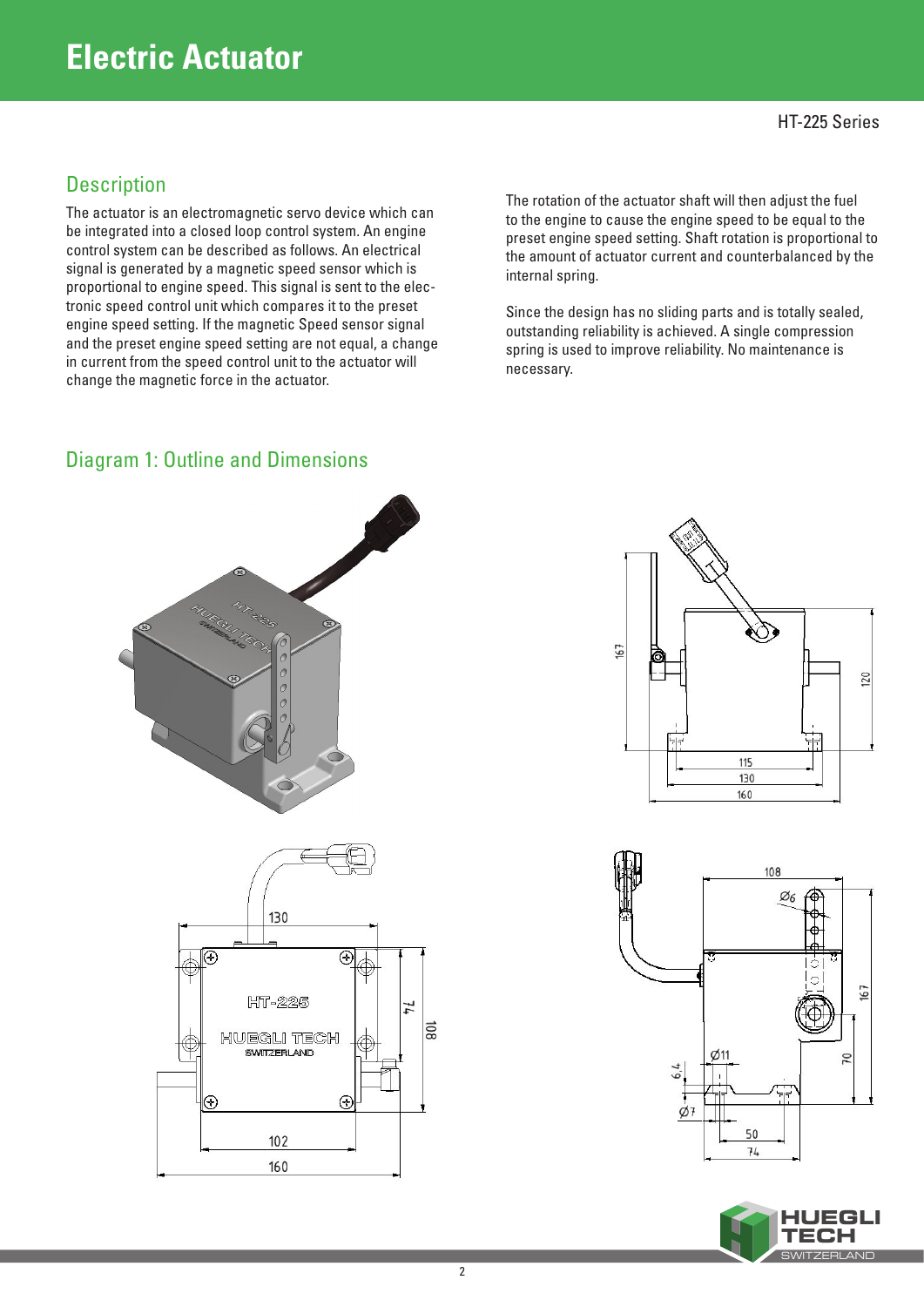# Electric Actuator

HT-225 Series

## Description

The actuator is an electromagnetic servo device which can be integrated into a closed loop control system. An engine control system can be described as follows. An electrical signal is generated by a magnetic speed sensor which is proportional to engine speed. This signal is sent to the electronic speed control unit which compares it to the preset engine speed setting. If the magnetic Speed sensor signal and the preset engine speed setting are not equal, a change in current from the speed control unit to the actuator will change the magnetic force in the actuator.

The rotation of the actuator shaft will then adjust the fuel to the engine to cause the engine speed to be equal to the preset engine speed setting. Shaft rotation is proportional to the amount of actuator current and counterbalanced by the internal spring.

Since the design has no sliding parts and is totally sealed, outstanding reliability is achieved. A single compression spring is used to improve reliability. No maintenance is necessary.

## Diagram 1: Outline and Dimensions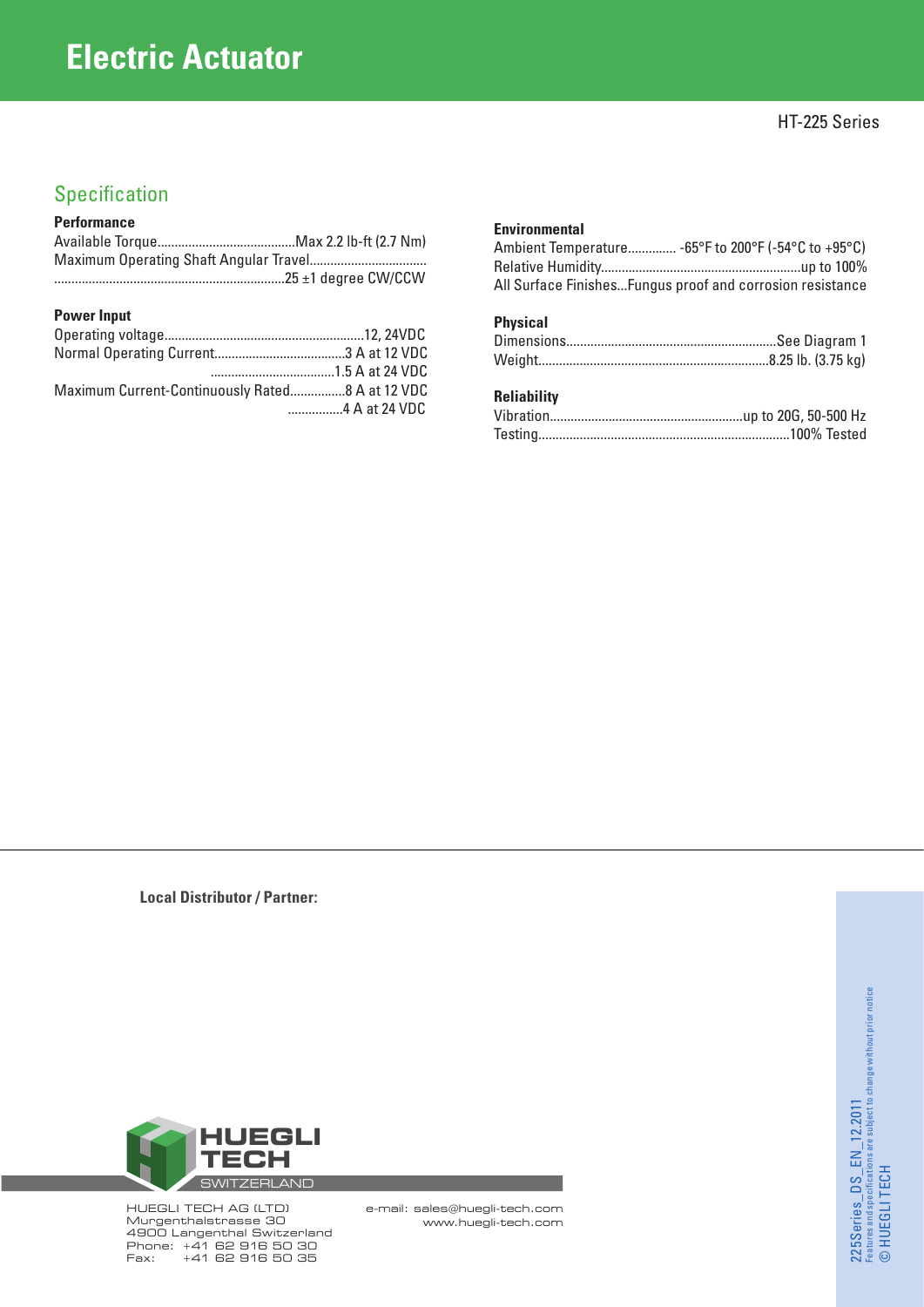# Electric Actuator

HT-225 Series

## Specification

### Performance

Available Torque........................................Max 2.2 lb-ft (2.7 Nm)
Maximum Operating Shaft Angular Travel..................................
..................................................................25 ±1 degree CW/CCW

### Power Input

Operating voltage..........................................................12, 24VDC
Normal Operating Current......................................3 A at 12 VDC
....................................1.5 A at 24 VDC
Maximum Current-Continuously Rated................8 A at 12 VDC
................4 A at 24 VDC

### Environmental

Ambient Temperature.............. -65°F to 200°F (-54°C to +95°C)
Relative Humidity..........................................................up to 100%
All Surface Finishes...Fungus proof and corrosion resistance

### Physical

Dimensions............................................................See Diagram 1
Weight...................................................................8.25 lb. (3.75 kg)

### Reliability

Vibration........................................................up to 20G, 50-500 Hz
Testing.........................................................................100% Tested

**Local Distributor / Partner:**

HUEGLI TECH
SWITZERLAND

HUEGLI TECH AG (LTD)
Murgenthalstrasse 30
4900 Langenthal Switzerland
Phone: +41 62 916 50 30
Fax: +41 62 916 50 35

e-mail: sales@huegli-tech.com
www.huegli-tech.com

225Series_DS_EN_12.2011
Features and specifications are subject to change without prior notice
© HUEGLI TECH